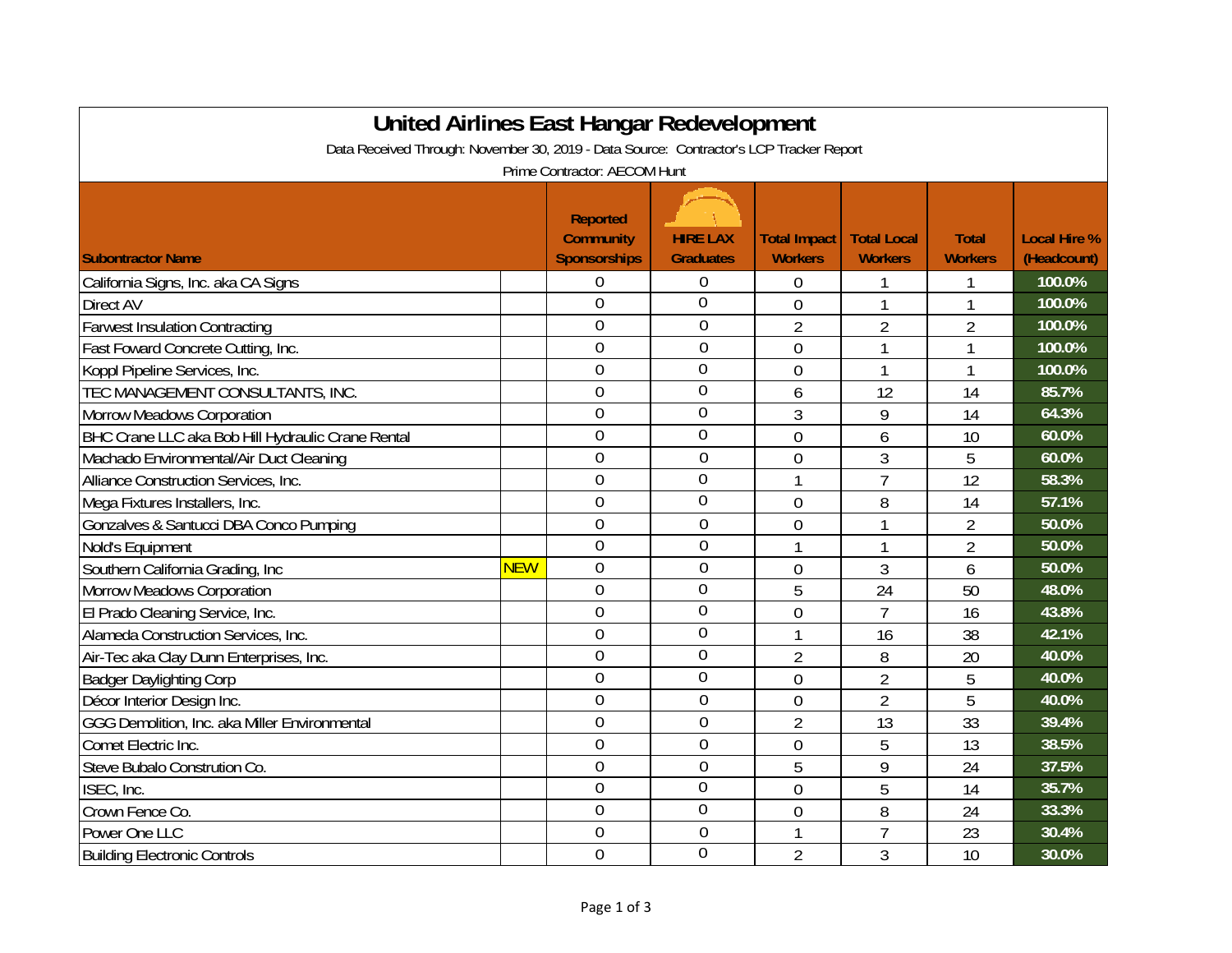# United Airlines East Hangar Redevelopment

Data Received Through: November 30, 2019 - Data Source: Contractor's LCP Tracker Report

Prime Contractor: AECOM Hunt

| Subontractor Name | | Reported Community Sponsorships | HIRE LAX Graduates | Total Impact Workers | Total Local Workers | Total Workers | Local Hire % (Headcount) |
|---|---|---|---|---|---|---|---|
| California Signs, Inc. aka CA Signs | | 0 | 0 | 0 | 1 | 1 | 100.0% |
| Direct AV | | 0 | 0 | 0 | 1 | 1 | 100.0% |
| Farwest Insulation Contracting | | 0 | 0 | 2 | 2 | 2 | 100.0% |
| Fast Foward Concrete Cutting, Inc. | | 0 | 0 | 0 | 1 | 1 | 100.0% |
| Koppl Pipeline Services, Inc. | | 0 | 0 | 0 | 1 | 1 | 100.0% |
| TEC MANAGEMENT CONSULTANTS, INC. | | 0 | 0 | 6 | 12 | 14 | 85.7% |
| Morrow Meadows Corporation | | 0 | 0 | 3 | 9 | 14 | 64.3% |
| BHC Crane LLC aka Bob Hill Hydraulic Crane Rental | | 0 | 0 | 0 | 6 | 10 | 60.0% |
| Machado Environmental/Air Duct Cleaning | | 0 | 0 | 0 | 3 | 5 | 60.0% |
| Alliance Construction Services, Inc. | | 0 | 0 | 1 | 7 | 12 | 58.3% |
| Mega Fixtures Installers, Inc. | | 0 | 0 | 0 | 8 | 14 | 57.1% |
| Gonzalves & Santucci DBA Conco Pumping | | 0 | 0 | 0 | 1 | 2 | 50.0% |
| Nold's Equipment | | 0 | 0 | 1 | 1 | 2 | 50.0% |
| Southern California Grading, Inc | NEW | 0 | 0 | 0 | 3 | 6 | 50.0% |
| Morrow Meadows Corporation | | 0 | 0 | 5 | 24 | 50 | 48.0% |
| El Prado Cleaning Service, Inc. | | 0 | 0 | 0 | 7 | 16 | 43.8% |
| Alameda Construction Services, Inc. | | 0 | 0 | 1 | 16 | 38 | 42.1% |
| Air-Tec aka Clay Dunn Enterprises, Inc. | | 0 | 0 | 2 | 8 | 20 | 40.0% |
| Badger Daylighting Corp | | 0 | 0 | 0 | 2 | 5 | 40.0% |
| Décor Interior Design Inc. | | 0 | 0 | 0 | 2 | 5 | 40.0% |
| GGG Demolition, Inc. aka Miller Environmental | | 0 | 0 | 2 | 13 | 33 | 39.4% |
| Comet Electric Inc. | | 0 | 0 | 0 | 5 | 13 | 38.5% |
| Steve Bubalo Constrution Co. | | 0 | 0 | 5 | 9 | 24 | 37.5% |
| ISEC, Inc. | | 0 | 0 | 0 | 5 | 14 | 35.7% |
| Crown Fence Co. | | 0 | 0 | 0 | 8 | 24 | 33.3% |
| Power One LLC | | 0 | 0 | 1 | 7 | 23 | 30.4% |
| Building Electronic Controls | | 0 | 0 | 2 | 3 | 10 | 30.0% |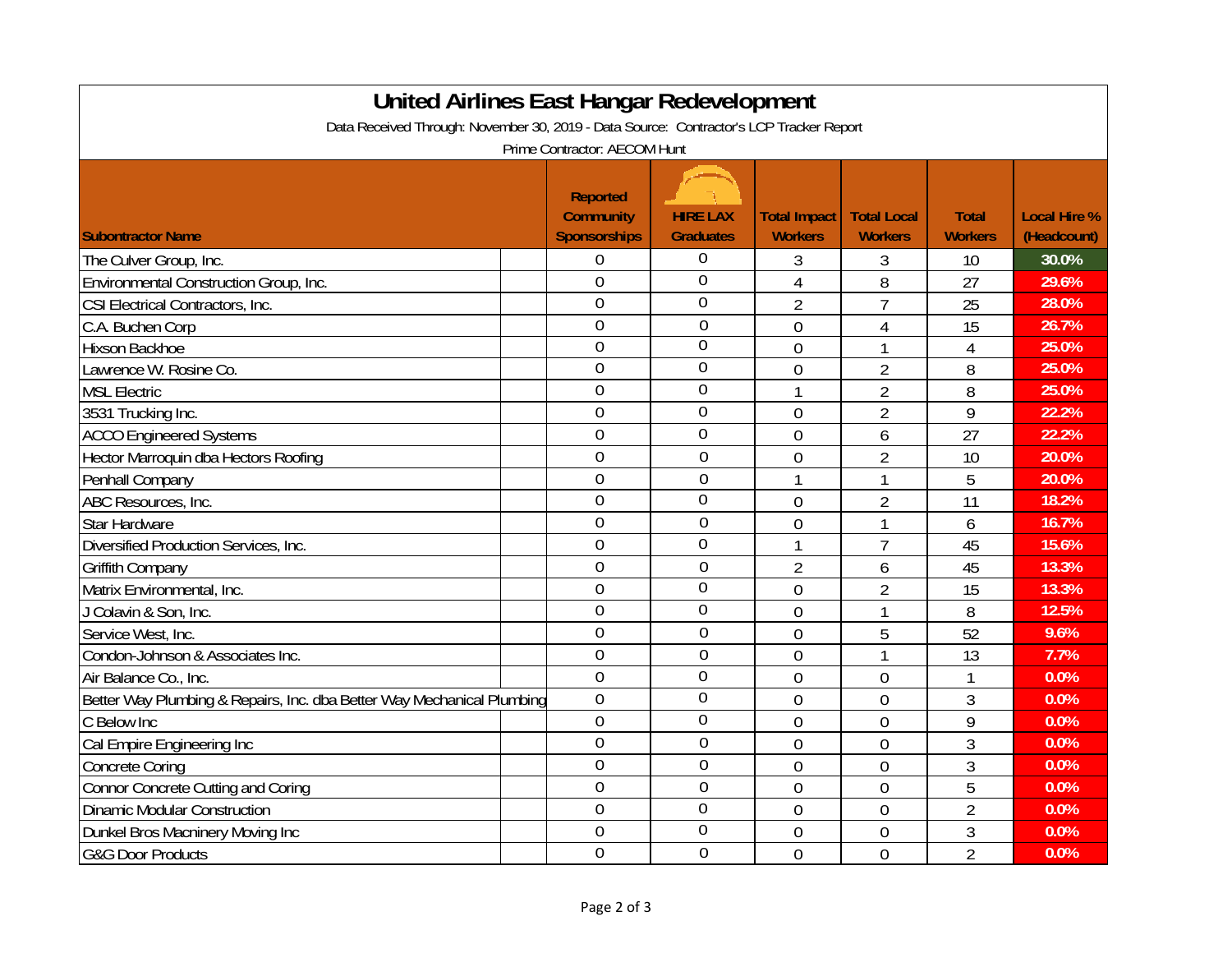# United Airlines East Hangar Redevelopment

Data Received Through: November 30, 2019 - Data Source: Contractor's LCP Tracker Report

Prime Contractor: AECOM Hunt

| Subontractor Name | Reported Community Sponsorships | HIRE LAX Graduates | Total Impact Workers | Total Local Workers | Total Workers | Local Hire % (Headcount) |
|---|---|---|---|---|---|---|
| The Culver Group, Inc. | 0 | 0 | 3 | 3 | 10 | 30.0% |
| Environmental Construction Group, Inc. | 0 | 0 | 4 | 8 | 27 | 29.6% |
| CSI Electrical Contractors, Inc. | 0 | 0 | 2 | 7 | 25 | 28.0% |
| C.A. Buchen Corp | 0 | 0 | 0 | 4 | 15 | 26.7% |
| Hixson Backhoe | 0 | 0 | 0 | 1 | 4 | 25.0% |
| Lawrence W. Rosine Co. | 0 | 0 | 0 | 2 | 8 | 25.0% |
| MSL Electric | 0 | 0 | 1 | 2 | 8 | 25.0% |
| 3531 Trucking Inc. | 0 | 0 | 0 | 2 | 9 | 22.2% |
| ACCO Engineered Systems | 0 | 0 | 0 | 6 | 27 | 22.2% |
| Hector Marroquin dba Hectors Roofing | 0 | 0 | 0 | 2 | 10 | 20.0% |
| Penhall Company | 0 | 0 | 1 | 1 | 5 | 20.0% |
| ABC Resources, Inc. | 0 | 0 | 0 | 2 | 11 | 18.2% |
| Star Hardware | 0 | 0 | 0 | 1 | 6 | 16.7% |
| Diversified Production Services, Inc. | 0 | 0 | 1 | 7 | 45 | 15.6% |
| Griffith Company | 0 | 0 | 2 | 6 | 45 | 13.3% |
| Matrix Environmental, Inc. | 0 | 0 | 0 | 2 | 15 | 13.3% |
| J Colavin & Son, Inc. | 0 | 0 | 0 | 1 | 8 | 12.5% |
| Service West, Inc. | 0 | 0 | 0 | 5 | 52 | 9.6% |
| Condon-Johnson & Associates Inc. | 0 | 0 | 0 | 1 | 13 | 7.7% |
| Air Balance Co., Inc. | 0 | 0 | 0 | 0 | 1 | 0.0% |
| Better Way Plumbing & Repairs, Inc. dba Better Way Mechanical Plumbing | 0 | 0 | 0 | 0 | 3 | 0.0% |
| C Below Inc | 0 | 0 | 0 | 0 | 9 | 0.0% |
| Cal Empire Engineering Inc | 0 | 0 | 0 | 0 | 3 | 0.0% |
| Concrete Coring | 0 | 0 | 0 | 0 | 3 | 0.0% |
| Connor Concrete Cutting and Coring | 0 | 0 | 0 | 0 | 5 | 0.0% |
| Dinamic Modular Construction | 0 | 0 | 0 | 0 | 2 | 0.0% |
| Dunkel Bros Macninery Moving Inc | 0 | 0 | 0 | 0 | 3 | 0.0% |
| G&G Door Products | 0 | 0 | 0 | 0 | 2 | 0.0% |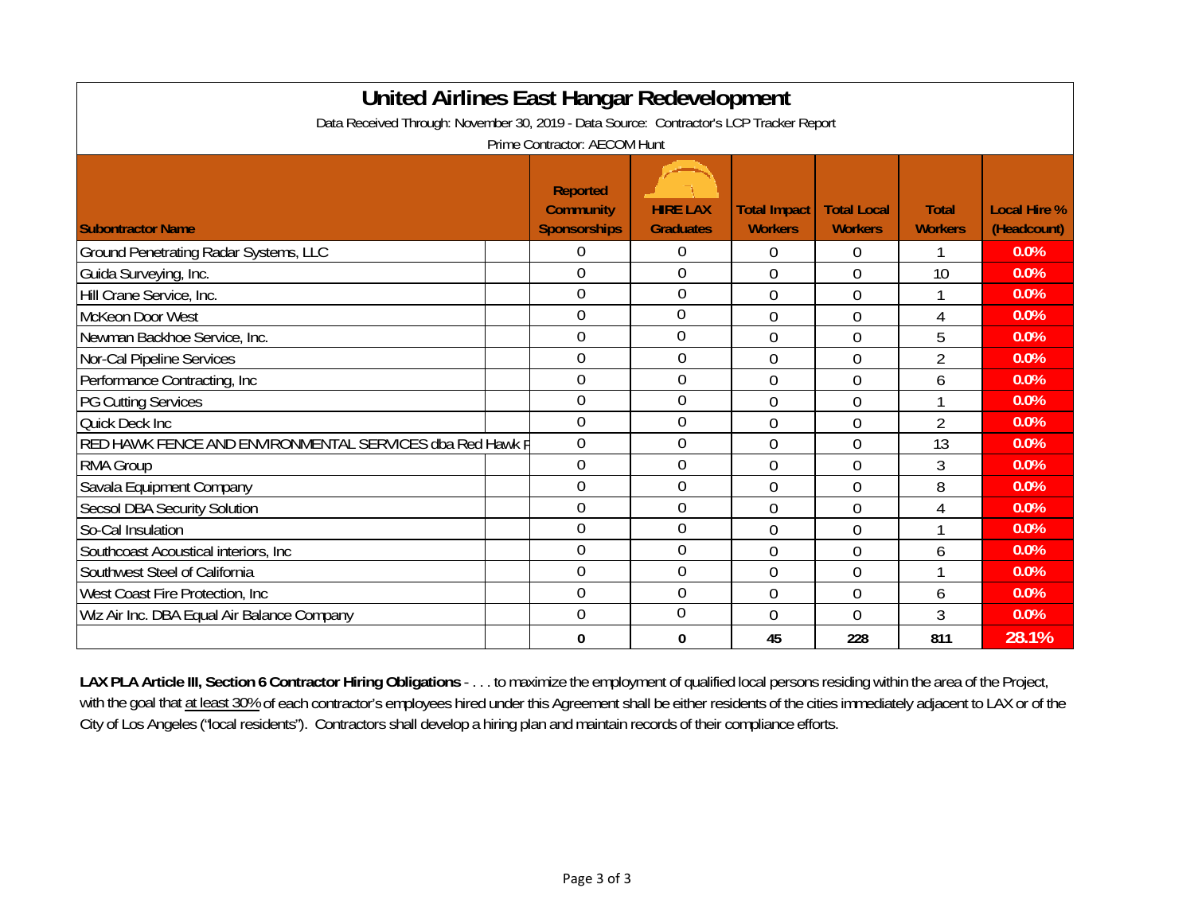# United Airlines East Hangar Redevelopment

Data Received Through: November 30, 2019 - Data Source: Contractor's LCP Tracker Report

Prime Contractor: AECOM Hunt

| Subontractor Name | Reported Community Sponsorships | HIRE LAX Graduates | Total Impact Workers | Total Local Workers | Total Workers | Local Hire % (Headcount) |
|---|---|---|---|---|---|---|
| Ground Penetrating Radar Systems, LLC | 0 | 0 | 0 | 0 | 1 | 0.0% |
| Guida Surveying, Inc. | 0 | 0 | 0 | 0 | 10 | 0.0% |
| Hill Crane Service, Inc. | 0 | 0 | 0 | 0 | 1 | 0.0% |
| McKeon Door West | 0 | 0 | 0 | 0 | 4 | 0.0% |
| Newman Backhoe Service, Inc. | 0 | 0 | 0 | 0 | 5 | 0.0% |
| Nor-Cal Pipeline Services | 0 | 0 | 0 | 0 | 2 | 0.0% |
| Performance Contracting, Inc | 0 | 0 | 0 | 0 | 6 | 0.0% |
| PG Cutting Services | 0 | 0 | 0 | 0 | 1 | 0.0% |
| Quick Deck Inc | 0 | 0 | 0 | 0 | 2 | 0.0% |
| RED HAWK FENCE AND ENVIRONMENTAL SERVICES dba Red Hawk F | 0 | 0 | 0 | 0 | 13 | 0.0% |
| RMA Group | 0 | 0 | 0 | 0 | 3 | 0.0% |
| Savala Equipment Company | 0 | 0 | 0 | 0 | 8 | 0.0% |
| Secsol DBA Security Solution | 0 | 0 | 0 | 0 | 4 | 0.0% |
| So-Cal Insulation | 0 | 0 | 0 | 0 | 1 | 0.0% |
| Southcoast Acoustical interiors, Inc | 0 | 0 | 0 | 0 | 6 | 0.0% |
| Southwest Steel of California | 0 | 0 | 0 | 0 | 1 | 0.0% |
| West Coast Fire Protection, Inc | 0 | 0 | 0 | 0 | 6 | 0.0% |
| Wiz Air Inc. DBA Equal Air Balance Company | 0 | 0 | 0 | 0 | 3 | 0.0% |
| | **0** | **0** | **45** | **228** | **811** | **28.1%** |

**LAX PLA Article III, Section 6 Contractor Hiring Obligations** - . . . to maximize the employment of qualified local persons residing within the area of the Project, with the goal that at least 30% of each contractor's employees hired under this Agreement shall be either residents of the cities immediately adjacent to LAX or of the City of Los Angeles ("local residents"). Contractors shall develop a hiring plan and maintain records of their compliance efforts.